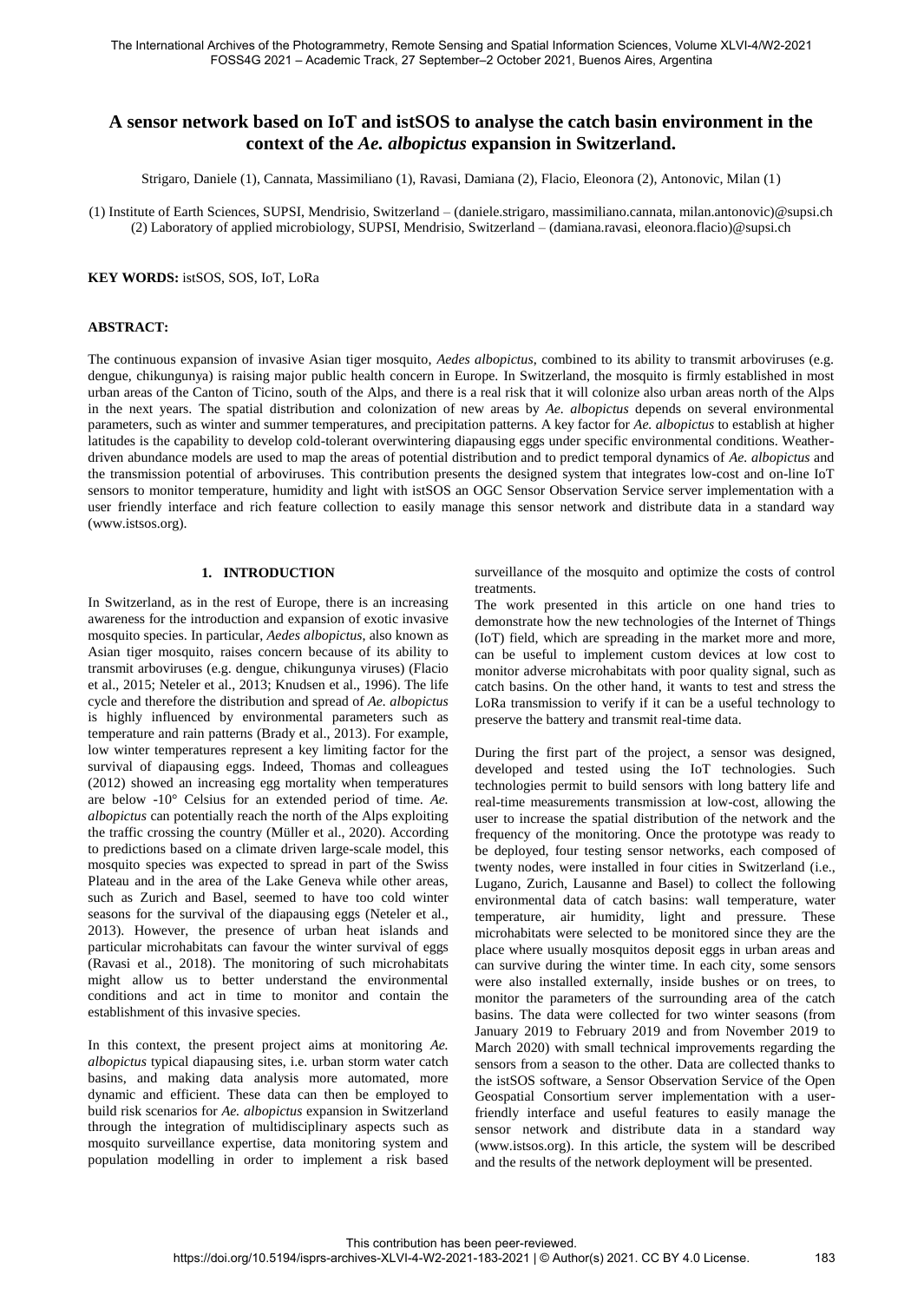# A sensor network based on IoT and istSOS to analyse the catch basin environment in the context of the *Ae. albopictus* expansion in Switzerland.

Strigaro, Daniele (1), Cannata, Massimiliano (1), Ravasi, Damiana (2), Flacio, Eleonora (2), Antonovic, Milan (1)

(1) Institute of Earth Sciences, SUPSI, Mendrisio, Switzerland – (daniele.strigaro, massimiliano.cannata, milan.antonovic)@supsi.ch
(2) Laboratory of applied microbiology, SUPSI, Mendrisio, Switzerland – (damiana.ravasi, eleonora.flacio)@supsi.ch

**KEY WORDS:** istSOS, SOS, IoT, LoRa

**ABSTRACT:**

The continuous expansion of invasive Asian tiger mosquito, *Aedes albopictus*, combined to its ability to transmit arboviruses (e.g. dengue, chikungunya) is raising major public health concern in Europe. In Switzerland, the mosquito is firmly established in most urban areas of the Canton of Ticino, south of the Alps, and there is a real risk that it will colonize also urban areas north of the Alps in the next years. The spatial distribution and colonization of new areas by *Ae. albopictus* depends on several environmental parameters, such as winter and summer temperatures, and precipitation patterns. A key factor for *Ae. albopictus* to establish at higher latitudes is the capability to develop cold-tolerant overwintering diapausing eggs under specific environmental conditions. Weather-driven abundance models are used to map the areas of potential distribution and to predict temporal dynamics of *Ae. albopictus* and the transmission potential of arboviruses. This contribution presents the designed system that integrates low-cost and on-line IoT sensors to monitor temperature, humidity and light with istSOS an OGC Sensor Observation Service server implementation with a user friendly interface and rich feature collection to easily manage this sensor network and distribute data in a standard way (www.istsos.org).

## 1. INTRODUCTION

In Switzerland, as in the rest of Europe, there is an increasing awareness for the introduction and expansion of exotic invasive mosquito species. In particular, *Aedes albopictus*, also known as Asian tiger mosquito, raises concern because of its ability to transmit arboviruses (e.g. dengue, chikungunya viruses) (Flacio et al., 2015; Neteler et al., 2013; Knudsen et al., 1996). The life cycle and therefore the distribution and spread of *Ae. albopictus* is highly influenced by environmental parameters such as temperature and rain patterns (Brady et al., 2013). For example, low winter temperatures represent a key limiting factor for the survival of diapausing eggs. Indeed, Thomas and colleagues (2012) showed an increasing egg mortality when temperatures are below -10° Celsius for an extended period of time. *Ae. albopictus* can potentially reach the north of the Alps exploiting the traffic crossing the country (Müller et al., 2020). According to predictions based on a climate driven large-scale model, this mosquito species was expected to spread in part of the Swiss Plateau and in the area of the Lake Geneva while other areas, such as Zurich and Basel, seemed to have too cold winter seasons for the survival of the diapausing eggs (Neteler et al., 2013). However, the presence of urban heat islands and particular microhabitats can favour the winter survival of eggs (Ravasi et al., 2018). The monitoring of such microhabitats might allow us to better understand the environmental conditions and act in time to monitor and contain the establishment of this invasive species.

In this context, the present project aims at monitoring *Ae. albopictus* typical diapausing sites, i.e. urban storm water catch basins, and making data analysis more automated, more dynamic and efficient. These data can then be employed to build risk scenarios for *Ae. albopictus* expansion in Switzerland through the integration of multidisciplinary aspects such as mosquito surveillance expertise, data monitoring system and population modelling in order to implement a risk based surveillance of the mosquito and optimize the costs of control treatments.

The work presented in this article on one hand tries to demonstrate how the new technologies of the Internet of Things (IoT) field, which are spreading in the market more and more, can be useful to implement custom devices at low cost to monitor adverse microhabitats with poor quality signal, such as catch basins. On the other hand, it wants to test and stress the LoRa transmission to verify if it can be a useful technology to preserve the battery and transmit real-time data.

During the first part of the project, a sensor was designed, developed and tested using the IoT technologies. Such technologies permit to build sensors with long battery life and real-time measurements transmission at low-cost, allowing the user to increase the spatial distribution of the network and the frequency of the monitoring. Once the prototype was ready to be deployed, four testing sensor networks, each composed of twenty nodes, were installed in four cities in Switzerland (i.e., Lugano, Zurich, Lausanne and Basel) to collect the following environmental data of catch basins: wall temperature, water temperature, air humidity, light and pressure. These microhabitats were selected to be monitored since they are the place where usually mosquitos deposit eggs in urban areas and can survive during the winter time. In each city, some sensors were also installed externally, inside bushes or on trees, to monitor the parameters of the surrounding area of the catch basins. The data were collected for two winter seasons (from January 2019 to February 2019 and from November 2019 to March 2020) with small technical improvements regarding the sensors from a season to the other. Data are collected thanks to the istSOS software, a Sensor Observation Service of the Open Geospatial Consortium server implementation with a user-friendly interface and useful features to easily manage the sensor network and distribute data in a standard way (www.istsos.org). In this article, the system will be described and the results of the network deployment will be presented.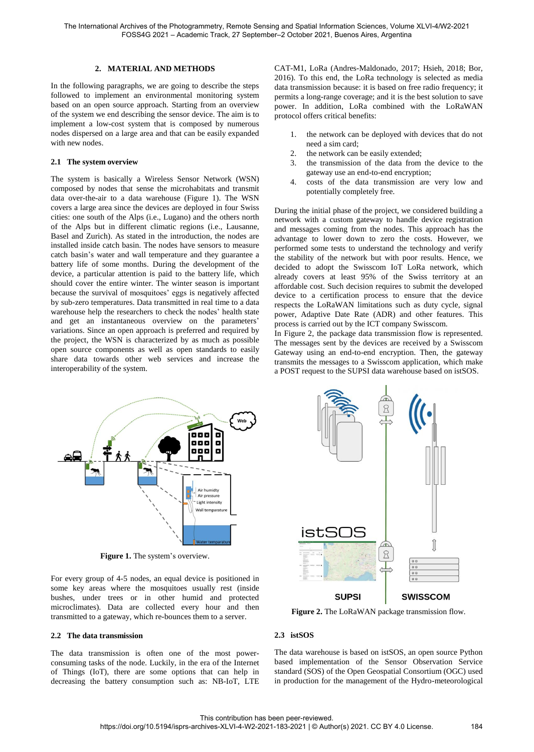## 2. MATERIAL AND METHODS

In the following paragraphs, we are going to describe the steps followed to implement an environmental monitoring system based on an open source approach. Starting from an overview of the system we end describing the sensor device. The aim is to implement a low-cost system that is composed by numerous nodes dispersed on a large area and that can be easily expanded with new nodes.

### 2.1 The system overview

The system is basically a Wireless Sensor Network (WSN) composed by nodes that sense the microhabitats and transmit data over-the-air to a data warehouse (Figure 1). The WSN covers a large area since the devices are deployed in four Swiss cities: one south of the Alps (i.e., Lugano) and the others north of the Alps but in different climatic regions (i.e., Lausanne, Basel and Zurich). As stated in the introduction, the nodes are installed inside catch basin. The nodes have sensors to measure catch basin's water and wall temperature and they guarantee a battery life of some months. During the development of the device, a particular attention is paid to the battery life, which should cover the entire winter. The winter season is important because the survival of mosquitoes' eggs is negatively affected by sub-zero temperatures. Data transmitted in real time to a data warehouse help the researchers to check the nodes' health state and get an instantaneous overview on the parameters' variations. Since an open approach is preferred and required by the project, the WSN is characterized by as much as possible open source components as well as open standards to easily share data towards other web services and increase the interoperability of the system.

Figure 1. The system's overview.

For every group of 4-5 nodes, an equal device is positioned in some key areas where the mosquitoes usually rest (inside bushes, under trees or in other humid and protected microclimates). Data are collected every hour and then transmitted to a gateway, which re-bounces them to a server.

### 2.2 The data transmission

The data transmission is often one of the most power-consuming tasks of the node. Luckily, in the era of the Internet of Things (IoT), there are some options that can help in decreasing the battery consumption such as: NB-IoT, LTE CAT-M1, LoRa (Andres-Maldonado, 2017; Hsieh, 2018; Bor, 2016). To this end, the LoRa technology is selected as media data transmission because: it is based on free radio frequency; it permits a long-range coverage; and it is the best solution to save power. In addition, LoRa combined with the LoRaWAN protocol offers critical benefits:

1. the network can be deployed with devices that do not need a sim card;
2. the network can be easily extended;
3. the transmission of the data from the device to the gateway use an end-to-end encryption;
4. costs of the data transmission are very low and potentially completely free.

During the initial phase of the project, we considered building a network with a custom gateway to handle device registration and messages coming from the nodes. This approach has the advantage to lower down to zero the costs. However, we performed some tests to understand the technology and verify the stability of the network but with poor results. Hence, we decided to adopt the Swisscom IoT LoRa network, which already covers at least 95% of the Swiss territory at an affordable cost. Such decision requires to submit the developed device to a certification process to ensure that the device respects the LoRaWAN limitations such as duty cycle, signal power, Adaptive Date Rate (ADR) and other features. This process is carried out by the ICT company Swisscom.

In Figure 2, the package data transmission flow is represented. The messages sent by the devices are received by a Swisscom Gateway using an end-to-end encryption. Then, the gateway transmits the messages to a Swisscom application, which make a POST request to the SUPSI data warehouse based on istSOS.

Figure 2. The LoRaWAN package transmission flow.

### 2.3 istSOS

The data warehouse is based on istSOS, an open source Python based implementation of the Sensor Observation Service standard (SOS) of the Open Geospatial Consortium (OGC) used in production for the management of the Hydro-meteorological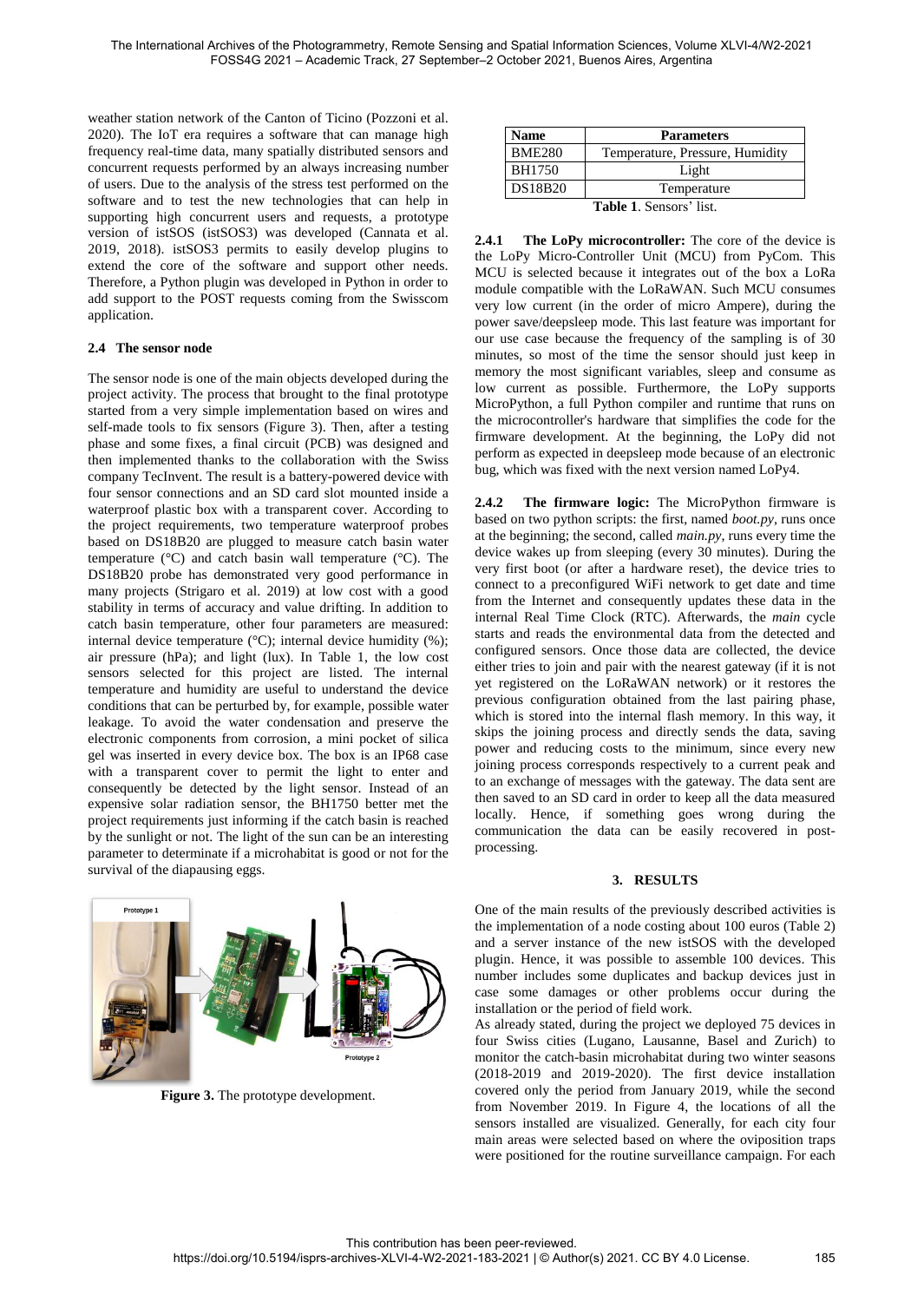weather station network of the Canton of Ticino (Pozzoni et al. 2020). The IoT era requires a software that can manage high frequency real-time data, many spatially distributed sensors and concurrent requests performed by an always increasing number of users. Due to the analysis of the stress test performed on the software and to test the new technologies that can help in supporting high concurrent users and requests, a prototype version of istSOS (istSOS3) was developed (Cannata et al. 2019, 2018). istSOS3 permits to easily develop plugins to extend the core of the software and support other needs. Therefore, a Python plugin was developed in Python in order to add support to the POST requests coming from the Swisscom application.

### 2.4 The sensor node

The sensor node is one of the main objects developed during the project activity. The process that brought to the final prototype started from a very simple implementation based on wires and self-made tools to fix sensors (Figure 3). Then, after a testing phase and some fixes, a final circuit (PCB) was designed and then implemented thanks to the collaboration with the Swiss company TecInvent. The result is a battery-powered device with four sensor connections and an SD card slot mounted inside a waterproof plastic box with a transparent cover. According to the project requirements, two temperature waterproof probes based on DS18B20 are plugged to measure catch basin water temperature (°C) and catch basin wall temperature (°C). The DS18B20 probe has demonstrated very good performance in many projects (Strigaro et al. 2019) at low cost with a good stability in terms of accuracy and value drifting. In addition to catch basin temperature, other four parameters are measured: internal device temperature (°C); internal device humidity (%); air pressure (hPa); and light (lux). In Table 1, the low cost sensors selected for this project are listed. The internal temperature and humidity are useful to understand the device conditions that can be perturbed by, for example, possible water leakage. To avoid the water condensation and preserve the electronic components from corrosion, a mini pocket of silica gel was inserted in every device box. The box is an IP68 case with a transparent cover to permit the light to enter and consequently be detected by the light sensor. Instead of an expensive solar radiation sensor, the BH1750 better met the project requirements just informing if the catch basin is reached by the sunlight or not. The light of the sun can be an interesting parameter to determinate if a microhabitat is good or not for the survival of the diapausing eggs.

**Figure 3.** The prototype development.

| Name | Parameters |
|---|---|
| BME280 | Temperature, Pressure, Humidity |
| BH1750 | Light |
| DS18B20 | Temperature |

**Table 1**. Sensors' list.

**2.4.1 The LoPy microcontroller:** The core of the device is the LoPy Micro-Controller Unit (MCU) from PyCom. This MCU is selected because it integrates out of the box a LoRa module compatible with the LoRaWAN. Such MCU consumes very low current (in the order of micro Ampere), during the power save/deepsleep mode. This last feature was important for our use case because the frequency of the sampling is of 30 minutes, so most of the time the sensor should just keep in memory the most significant variables, sleep and consume as low current as possible. Furthermore, the LoPy supports MicroPython, a full Python compiler and runtime that runs on the microcontroller's hardware that simplifies the code for the firmware development. At the beginning, the LoPy did not perform as expected in deepsleep mode because of an electronic bug, which was fixed with the next version named LoPy4.

**2.4.2 The firmware logic:** The MicroPython firmware is based on two python scripts: the first, named *boot.py*, runs once at the beginning; the second, called *main.py*, runs every time the device wakes up from sleeping (every 30 minutes). During the very first boot (or after a hardware reset), the device tries to connect to a preconfigured WiFi network to get date and time from the Internet and consequently updates these data in the internal Real Time Clock (RTC). Afterwards, the *main* cycle starts and reads the environmental data from the detected and configured sensors. Once those data are collected, the device either tries to join and pair with the nearest gateway (if it is not yet registered on the LoRaWAN network) or it restores the previous configuration obtained from the last pairing phase, which is stored into the internal flash memory. In this way, it skips the joining process and directly sends the data, saving power and reducing costs to the minimum, since every new joining process corresponds respectively to a current peak and to an exchange of messages with the gateway. The data sent are then saved to an SD card in order to keep all the data measured locally. Hence, if something goes wrong during the communication the data can be easily recovered in post-processing.

## 3. RESULTS

One of the main results of the previously described activities is the implementation of a node costing about 100 euros (Table 2) and a server instance of the new istSOS with the developed plugin. Hence, it was possible to assemble 100 devices. This number includes some duplicates and backup devices just in case some damages or other problems occur during the installation or the period of field work.

As already stated, during the project we deployed 75 devices in four Swiss cities (Lugano, Lausanne, Basel and Zurich) to monitor the catch-basin microhabitat during two winter seasons (2018-2019 and 2019-2020). The first device installation covered only the period from January 2019, while the second from November 2019. In Figure 4, the locations of all the sensors installed are visualized. Generally, for each city four main areas were selected based on where the oviposition traps were positioned for the routine surveillance campaign. For each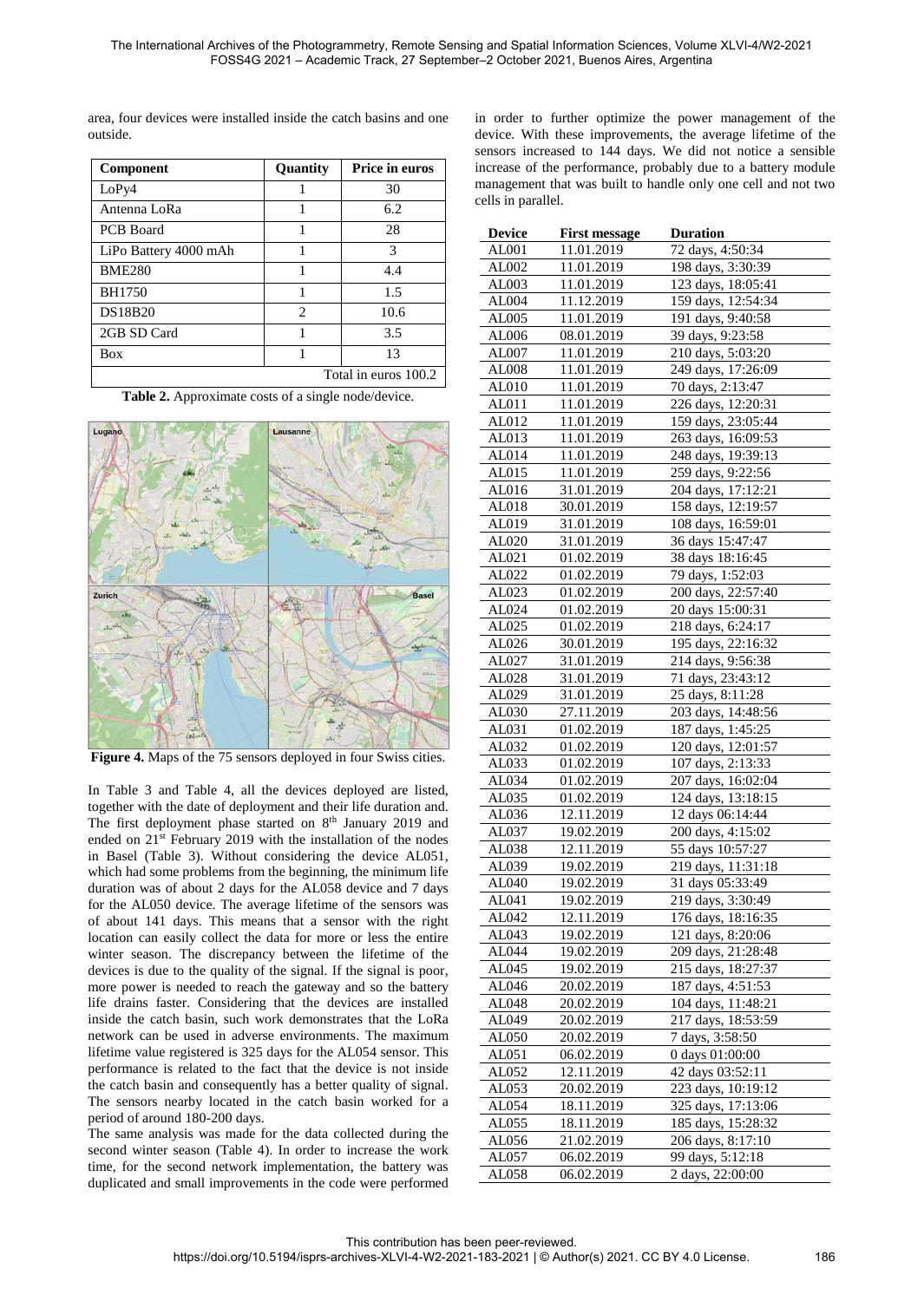area, four devices were installed inside the catch basins and one outside.

| Component | Quantity | Price in euros |
|---|---|---|
| LoPy4 | 1 | 30 |
| Antenna LoRa | 1 | 6.2 |
| PCB Board | 1 | 28 |
| LiPo Battery 4000 mAh | 1 | 3 |
| BME280 | 1 | 4.4 |
| BH1750 | 1 | 1.5 |
| DS18B20 | 2 | 10.6 |
| 2GB SD Card | 1 | 3.5 |
| Box | 1 | 13 |
| | | Total in euros 100.2 |

**Table 2.** Approximate costs of a single node/device.

**Figure 4.** Maps of the 75 sensors deployed in four Swiss cities.

In Table 3 and Table 4, all the devices deployed are listed, together with the date of deployment and their life duration and. The first deployment phase started on 8th January 2019 and ended on 21st February 2019 with the installation of the nodes in Basel (Table 3). Without considering the device AL051, which had some problems from the beginning, the minimum life duration was of about 2 days for the AL058 device and 7 days for the AL050 device. The average lifetime of the sensors was of about 141 days. This means that a sensor with the right location can easily collect the data for more or less the entire winter season. The discrepancy between the lifetime of the devices is due to the quality of the signal. If the signal is poor, more power is needed to reach the gateway and so the battery life drains faster. Considering that the devices are installed inside the catch basin, such work demonstrates that the LoRa network can be used in adverse environments. The maximum lifetime value registered is 325 days for the AL054 sensor. This performance is related to the fact that the device is not inside the catch basin and consequently has a better quality of signal. The sensors nearby located in the catch basin worked for a period of around 180-200 days.

The same analysis was made for the data collected during the second winter season (Table 4). In order to increase the work time, for the second network implementation, the battery was duplicated and small improvements in the code were performed in order to further optimize the power management of the device. With these improvements, the average lifetime of the sensors increased to 144 days. We did not notice a sensible increase of the performance, probably due to a battery module management that was built to handle only one cell and not two cells in parallel.

| Device | First message | Duration |
|---|---|---|
| AL001 | 11.01.2019 | 72 days, 4:50:34 |
| AL002 | 11.01.2019 | 198 days, 3:30:39 |
| AL003 | 11.01.2019 | 123 days, 18:05:41 |
| AL004 | 11.12.2019 | 159 days, 12:54:34 |
| AL005 | 11.01.2019 | 191 days, 9:40:58 |
| AL006 | 08.01.2019 | 39 days, 9:23:58 |
| AL007 | 11.01.2019 | 210 days, 5:03:20 |
| AL008 | 11.01.2019 | 249 days, 17:26:09 |
| AL010 | 11.01.2019 | 70 days, 2:13:47 |
| AL011 | 11.01.2019 | 226 days, 12:20:31 |
| AL012 | 11.01.2019 | 159 days, 23:05:44 |
| AL013 | 11.01.2019 | 263 days, 16:09:53 |
| AL014 | 11.01.2019 | 248 days, 19:39:13 |
| AL015 | 11.01.2019 | 259 days, 9:22:56 |
| AL016 | 31.01.2019 | 204 days, 17:12:21 |
| AL018 | 30.01.2019 | 158 days, 12:19:57 |
| AL019 | 31.01.2019 | 108 days, 16:59:01 |
| AL020 | 31.01.2019 | 36 days 15:47:47 |
| AL021 | 01.02.2019 | 38 days 18:16:45 |
| AL022 | 01.02.2019 | 79 days, 1:52:03 |
| AL023 | 01.02.2019 | 200 days, 22:57:40 |
| AL024 | 01.02.2019 | 20 days 15:00:31 |
| AL025 | 01.02.2019 | 218 days, 6:24:17 |
| AL026 | 30.01.2019 | 195 days, 22:16:32 |
| AL027 | 31.01.2019 | 214 days, 9:56:38 |
| AL028 | 31.01.2019 | 71 days, 23:43:12 |
| AL029 | 31.01.2019 | 25 days, 8:11:28 |
| AL030 | 27.11.2019 | 203 days, 14:48:56 |
| AL031 | 01.02.2019 | 187 days, 1:45:25 |
| AL032 | 01.02.2019 | 120 days, 12:01:57 |
| AL033 | 01.02.2019 | 107 days, 2:13:33 |
| AL034 | 01.02.2019 | 207 days, 16:02:04 |
| AL035 | 01.02.2019 | 124 days, 13:18:15 |
| AL036 | 12.11.2019 | 12 days 06:14:44 |
| AL037 | 19.02.2019 | 200 days, 4:15:02 |
| AL038 | 12.11.2019 | 55 days 10:57:27 |
| AL039 | 19.02.2019 | 219 days, 11:31:18 |
| AL040 | 19.02.2019 | 31 days 05:33:49 |
| AL041 | 19.02.2019 | 219 days, 3:30:49 |
| AL042 | 12.11.2019 | 176 days, 18:16:35 |
| AL043 | 19.02.2019 | 121 days, 8:20:06 |
| AL044 | 19.02.2019 | 209 days, 21:28:48 |
| AL045 | 19.02.2019 | 215 days, 18:27:37 |
| AL046 | 20.02.2019 | 187 days, 4:51:53 |
| AL048 | 20.02.2019 | 104 days, 11:48:21 |
| AL049 | 20.02.2019 | 217 days, 18:53:59 |
| AL050 | 20.02.2019 | 7 days, 3:58:50 |
| AL051 | 06.02.2019 | 0 days 01:00:00 |
| AL052 | 12.11.2019 | 42 days 03:52:11 |
| AL053 | 20.02.2019 | 223 days, 10:19:12 |
| AL054 | 18.11.2019 | 325 days, 17:13:06 |
| AL055 | 18.11.2019 | 185 days, 15:28:32 |
| AL056 | 21.02.2019 | 206 days, 8:17:10 |
| AL057 | 06.02.2019 | 99 days, 5:12:18 |
| AL058 | 06.02.2019 | 2 days, 22:00:00 |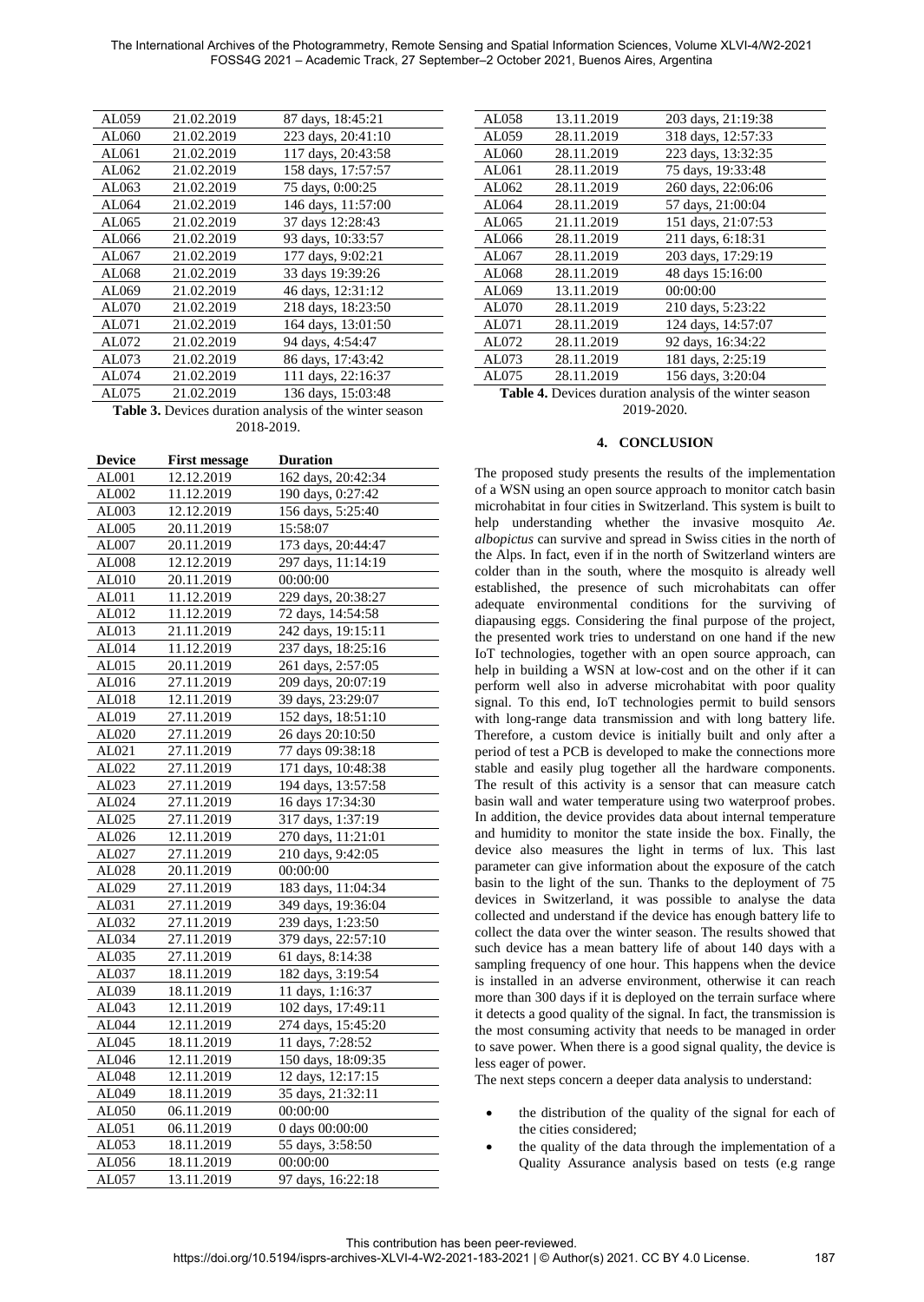| | | |
|---|---|---|
| AL059 | 21.02.2019 | 87 days, 18:45:21 |
| AL060 | 21.02.2019 | 223 days, 20:41:10 |
| AL061 | 21.02.2019 | 117 days, 20:43:58 |
| AL062 | 21.02.2019 | 158 days, 17:57:57 |
| AL063 | 21.02.2019 | 75 days, 0:00:25 |
| AL064 | 21.02.2019 | 146 days, 11:57:00 |
| AL065 | 21.02.2019 | 37 days 12:28:43 |
| AL066 | 21.02.2019 | 93 days, 10:33:57 |
| AL067 | 21.02.2019 | 177 days, 9:02:21 |
| AL068 | 21.02.2019 | 33 days 19:39:26 |
| AL069 | 21.02.2019 | 46 days, 12:31:12 |
| AL070 | 21.02.2019 | 218 days, 18:23:50 |
| AL071 | 21.02.2019 | 164 days, 13:01:50 |
| AL072 | 21.02.2019 | 94 days, 4:54:47 |
| AL073 | 21.02.2019 | 86 days, 17:43:42 |
| AL074 | 21.02.2019 | 111 days, 22:16:37 |
| AL075 | 21.02.2019 | 136 days, 15:03:48 |

**Table 3.** Devices duration analysis of the winter season 2018-2019.

| Device | First message | Duration |
|---|---|---|
| AL001 | 12.12.2019 | 162 days, 20:42:34 |
| AL002 | 11.12.2019 | 190 days, 0:27:42 |
| AL003 | 12.12.2019 | 156 days, 5:25:40 |
| AL005 | 20.11.2019 | 15:58:07 |
| AL007 | 20.11.2019 | 173 days, 20:44:47 |
| AL008 | 12.12.2019 | 297 days, 11:14:19 |
| AL010 | 20.11.2019 | 00:00:00 |
| AL011 | 11.12.2019 | 229 days, 20:38:27 |
| AL012 | 11.12.2019 | 72 days, 14:54:58 |
| AL013 | 21.11.2019 | 242 days, 19:15:11 |
| AL014 | 11.12.2019 | 237 days, 18:25:16 |
| AL015 | 20.11.2019 | 261 days, 2:57:05 |
| AL016 | 27.11.2019 | 209 days, 20:07:19 |
| AL018 | 12.11.2019 | 39 days, 23:29:07 |
| AL019 | 27.11.2019 | 152 days, 18:51:10 |
| AL020 | 27.11.2019 | 26 days 20:10:50 |
| AL021 | 27.11.2019 | 77 days 09:38:18 |
| AL022 | 27.11.2019 | 171 days, 10:48:38 |
| AL023 | 27.11.2019 | 194 days, 13:57:58 |
| AL024 | 27.11.2019 | 16 days 17:34:30 |
| AL025 | 27.11.2019 | 317 days, 1:37:19 |
| AL026 | 12.11.2019 | 270 days, 11:21:01 |
| AL027 | 27.11.2019 | 210 days, 9:42:05 |
| AL028 | 20.11.2019 | 00:00:00 |
| AL029 | 27.11.2019 | 183 days, 11:04:34 |
| AL031 | 27.11.2019 | 349 days, 19:36:04 |
| AL032 | 27.11.2019 | 239 days, 1:23:50 |
| AL034 | 27.11.2019 | 379 days, 22:57:10 |
| AL035 | 27.11.2019 | 61 days, 8:14:38 |
| AL037 | 18.11.2019 | 182 days, 3:19:54 |
| AL039 | 18.11.2019 | 11 days, 1:16:37 |
| AL043 | 12.11.2019 | 102 days, 17:49:11 |
| AL044 | 12.11.2019 | 274 days, 15:45:20 |
| AL045 | 18.11.2019 | 11 days, 7:28:52 |
| AL046 | 12.11.2019 | 150 days, 18:09:35 |
| AL048 | 12.11.2019 | 12 days, 12:17:15 |
| AL049 | 18.11.2019 | 35 days, 21:32:11 |
| AL050 | 06.11.2019 | 00:00:00 |
| AL051 | 06.11.2019 | 0 days 00:00:00 |
| AL053 | 18.11.2019 | 55 days, 3:58:50 |
| AL056 | 18.11.2019 | 00:00:00 |
| AL057 | 13.11.2019 | 97 days, 16:22:18 |
| AL058 | 13.11.2019 | 203 days, 21:19:38 |
| AL059 | 28.11.2019 | 318 days, 12:57:33 |
| AL060 | 28.11.2019 | 223 days, 13:32:35 |
| AL061 | 28.11.2019 | 75 days, 19:33:48 |
| AL062 | 28.11.2019 | 260 days, 22:06:06 |
| AL064 | 28.11.2019 | 57 days, 21:00:04 |
| AL065 | 21.11.2019 | 151 days, 21:07:53 |
| AL066 | 28.11.2019 | 211 days, 6:18:31 |
| AL067 | 28.11.2019 | 203 days, 17:29:19 |
| AL068 | 28.11.2019 | 48 days 15:16:00 |
| AL069 | 13.11.2019 | 00:00:00 |
| AL070 | 28.11.2019 | 210 days, 5:23:22 |
| AL071 | 28.11.2019 | 124 days, 14:57:07 |
| AL072 | 28.11.2019 | 92 days, 16:34:22 |
| AL073 | 28.11.2019 | 181 days, 2:25:19 |
| AL075 | 28.11.2019 | 156 days, 3:20:04 |

**Table 4.** Devices duration analysis of the winter season 2019-2020.

## 4. CONCLUSION

The proposed study presents the results of the implementation of a WSN using an open source approach to monitor catch basin microhabitat in four cities in Switzerland. This system is built to help understanding whether the invasive mosquito *Ae. albopictus* can survive and spread in Swiss cities in the north of the Alps. In fact, even if in the north of Switzerland winters are colder than in the south, where the mosquito is already well established, the presence of such microhabitats can offer adequate environmental conditions for the surviving of diapausing eggs. Considering the final purpose of the project, the presented work tries to understand on one hand if the new IoT technologies, together with an open source approach, can help in building a WSN at low-cost and on the other if it can perform well also in adverse microhabitat with poor quality signal. To this end, IoT technologies permit to build sensors with long-range data transmission and with long battery life. Therefore, a custom device is initially built and only after a period of test a PCB is developed to make the connections more stable and easily plug together all the hardware components. The result of this activity is a sensor that can measure catch basin wall and water temperature using two waterproof probes. In addition, the device provides data about internal temperature and humidity to monitor the state inside the box. Finally, the device also measures the light in terms of lux. This last parameter can give information about the exposure of the catch basin to the light of the sun. Thanks to the deployment of 75 devices in Switzerland, it was possible to analyse the data collected and understand if the device has enough battery life to collect the data over the winter season. The results showed that such device has a mean battery life of about 140 days with a sampling frequency of one hour. This happens when the device is installed in an adverse environment, otherwise it can reach more than 300 days if it is deployed on the terrain surface where it detects a good quality of the signal. In fact, the transmission is the most consuming activity that needs to be managed in order to save power. When there is a good signal quality, the device is less eager of power.

The next steps concern a deeper data analysis to understand:

- the distribution of the quality of the signal for each of the cities considered;
- the quality of the data through the implementation of a Quality Assurance analysis based on tests (e.g range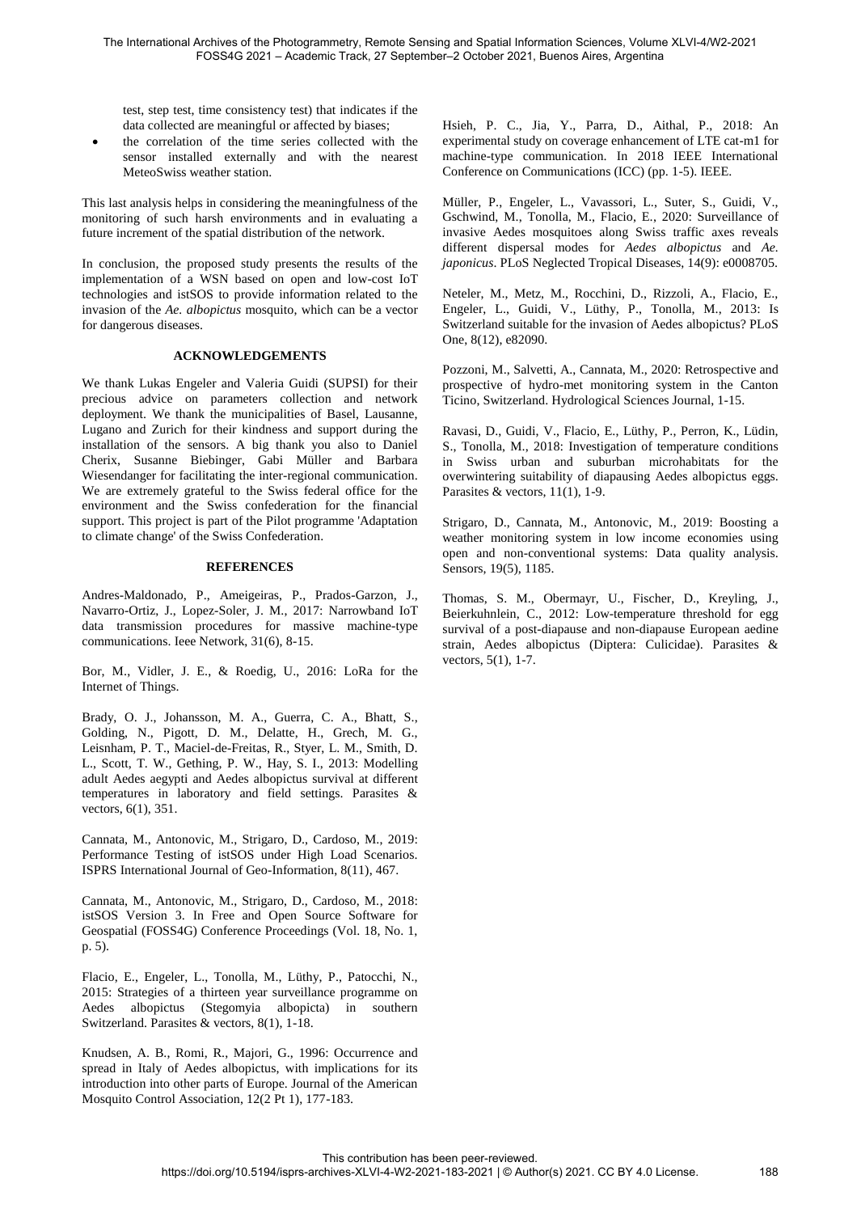test, step test, time consistency test) that indicates if the data collected are meaningful or affected by biases;

- the correlation of the time series collected with the sensor installed externally and with the nearest MeteoSwiss weather station.

This last analysis helps in considering the meaningfulness of the monitoring of such harsh environments and in evaluating a future increment of the spatial distribution of the network.

In conclusion, the proposed study presents the results of the implementation of a WSN based on open and low-cost IoT technologies and istSOS to provide information related to the invasion of the *Ae. albopictus* mosquito, which can be a vector for dangerous diseases.

## ACKNOWLEDGEMENTS

We thank Lukas Engeler and Valeria Guidi (SUPSI) for their precious advice on parameters collection and network deployment. We thank the municipalities of Basel, Lausanne, Lugano and Zurich for their kindness and support during the installation of the sensors. A big thank you also to Daniel Cherix, Susanne Biebinger, Gabi Müller and Barbara Wiesendanger for facilitating the inter-regional communication. We are extremely grateful to the Swiss federal office for the environment and the Swiss confederation for the financial support. This project is part of the Pilot programme 'Adaptation to climate change' of the Swiss Confederation.

## REFERENCES

Andres-Maldonado, P., Ameigeiras, P., Prados-Garzon, J., Navarro-Ortiz, J., Lopez-Soler, J. M., 2017: Narrowband IoT data transmission procedures for massive machine-type communications. Ieee Network, 31(6), 8-15.

Bor, M., Vidler, J. E., & Roedig, U., 2016: LoRa for the Internet of Things.

Brady, O. J., Johansson, M. A., Guerra, C. A., Bhatt, S., Golding, N., Pigott, D. M., Delatte, H., Grech, M. G., Leisnham, P. T., Maciel-de-Freitas, R., Styer, L. M., Smith, D. L., Scott, T. W., Gething, P. W., Hay, S. I., 2013: Modelling adult Aedes aegypti and Aedes albopictus survival at different temperatures in laboratory and field settings. Parasites & vectors, 6(1), 351.

Cannata, M., Antonovic, M., Strigaro, D., Cardoso, M., 2019: Performance Testing of istSOS under High Load Scenarios. ISPRS International Journal of Geo-Information, 8(11), 467.

Cannata, M., Antonovic, M., Strigaro, D., Cardoso, M., 2018: istSOS Version 3. In Free and Open Source Software for Geospatial (FOSS4G) Conference Proceedings (Vol. 18, No. 1, p. 5).

Flacio, E., Engeler, L., Tonolla, M., Lüthy, P., Patocchi, N., 2015: Strategies of a thirteen year surveillance programme on Aedes albopictus (Stegomyia albopicta) in southern Switzerland. Parasites & vectors, 8(1), 1-18.

Knudsen, A. B., Romi, R., Majori, G., 1996: Occurrence and spread in Italy of Aedes albopictus, with implications for its introduction into other parts of Europe. Journal of the American Mosquito Control Association, 12(2 Pt 1), 177-183.

Hsieh, P. C., Jia, Y., Parra, D., Aithal, P., 2018: An experimental study on coverage enhancement of LTE cat-m1 for machine-type communication. In 2018 IEEE International Conference on Communications (ICC) (pp. 1-5). IEEE.

Müller, P., Engeler, L., Vavassori, L., Suter, S., Guidi, V., Gschwind, M., Tonolla, M., Flacio, E., 2020: Surveillance of invasive Aedes mosquitoes along Swiss traffic axes reveals different dispersal modes for *Aedes albopictus* and *Ae. japonicus*. PLoS Neglected Tropical Diseases, 14(9): e0008705.

Neteler, M., Metz, M., Rocchini, D., Rizzoli, A., Flacio, E., Engeler, L., Guidi, V., Lüthy, P., Tonolla, M., 2013: Is Switzerland suitable for the invasion of Aedes albopictus? PLoS One, 8(12), e82090.

Pozzoni, M., Salvetti, A., Cannata, M., 2020: Retrospective and prospective of hydro-met monitoring system in the Canton Ticino, Switzerland. Hydrological Sciences Journal, 1-15.

Ravasi, D., Guidi, V., Flacio, E., Lüthy, P., Perron, K., Lüdin, S., Tonolla, M., 2018: Investigation of temperature conditions in Swiss urban and suburban microhabitats for the overwintering suitability of diapausing Aedes albopictus eggs. Parasites & vectors, 11(1), 1-9.

Strigaro, D., Cannata, M., Antonovic, M., 2019: Boosting a weather monitoring system in low income economies using open and non-conventional systems: Data quality analysis. Sensors, 19(5), 1185.

Thomas, S. M., Obermayr, U., Fischer, D., Kreyling, J., Beierkuhnlein, C., 2012: Low-temperature threshold for egg survival of a post-diapause and non-diapause European aedine strain, Aedes albopictus (Diptera: Culicidae). Parasites & vectors, 5(1), 1-7.